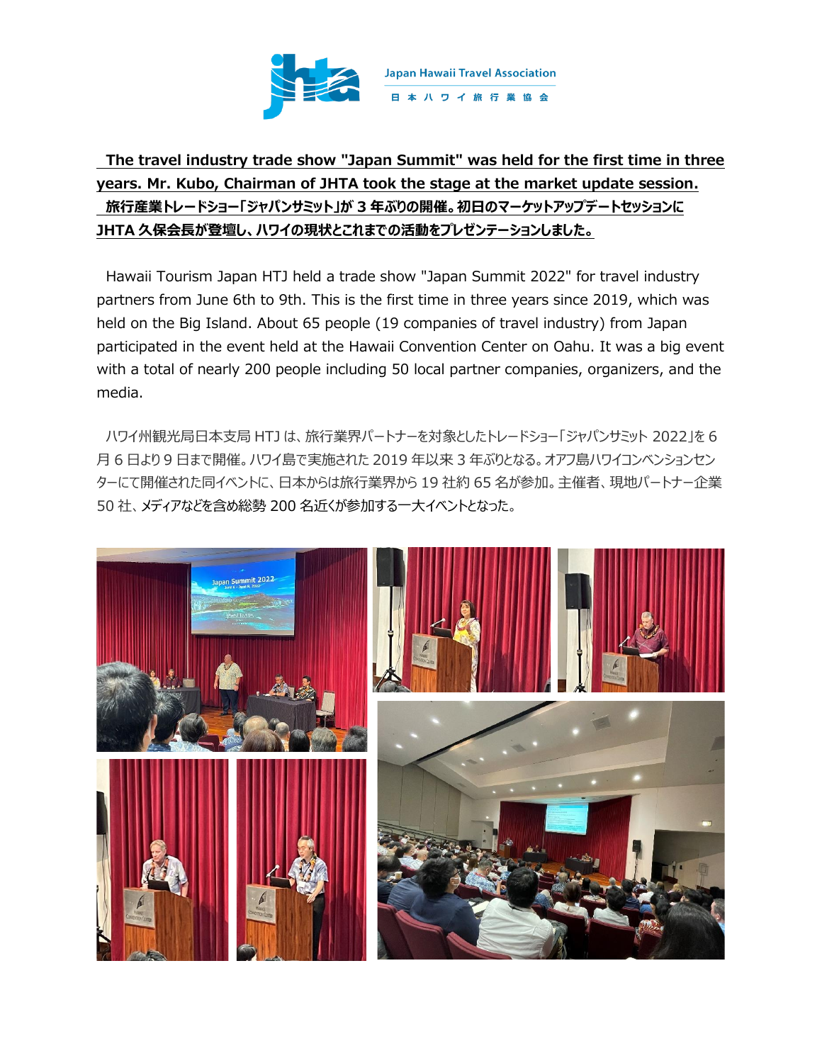Japan Hawaii Travel Association
日本ハワイ旅行業協会

**The travel industry trade show "Japan Summit" was held for the first time in three years. Mr. Kubo, Chairman of JHTA took the stage at the market update session.**

**旅行産業トレードショー「ジャパンサミット」が 3 年ぶりの開催。初日のマーケットアップデートセッションに JHTA 久保会長が登壇し、ハワイの現状とこれまでの活動をプレゼンテーションしました。**

Hawaii Tourism Japan HTJ held a trade show "Japan Summit 2022" for travel industry partners from June 6th to 9th. This is the first time in three years since 2019, which was held on the Big Island. About 65 people (19 companies of travel industry) from Japan participated in the event held at the Hawaii Convention Center on Oahu. It was a big event with a total of nearly 200 people including 50 local partner companies, organizers, and the media.

ハワイ州観光局日本支局 HTJ は、旅行業界パートナーを対象としたトレードショー「ジャパンサミット 2022」を 6 月 6 日より 9 日まで開催。ハワイ島で実施された 2019 年以来 3 年ぶりとなる。オアフ島ハワイコンベンションセンターにて開催された同イベントに、日本からは旅行業界から 19 社約 65 名が参加。主催者、現地パートナー企業 50 社、メディアなどを含め総勢 200 名近くが参加する一大イベントとなった。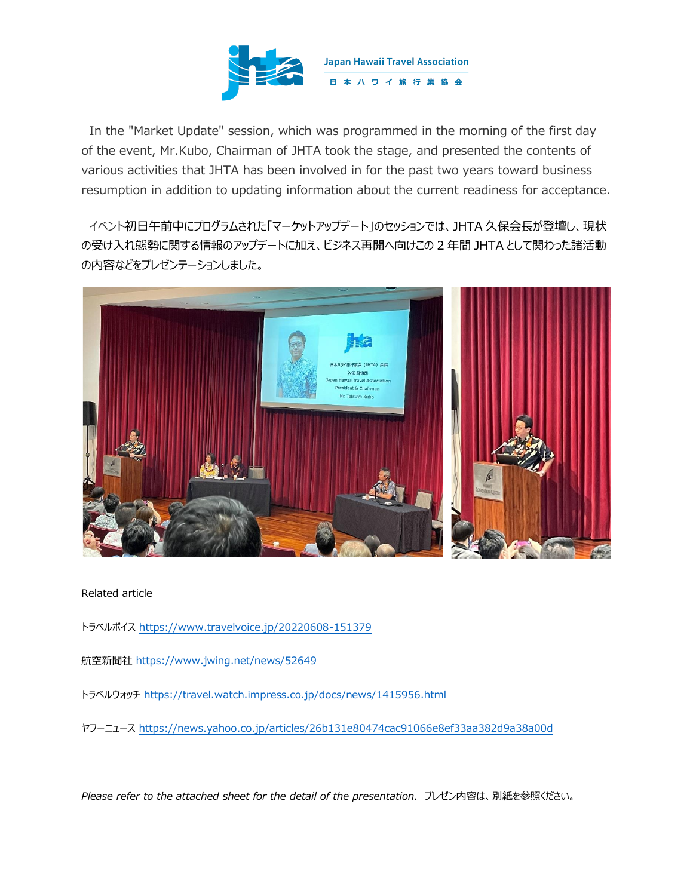In the "Market Update" session, which was programmed in the morning of the first day of the event, Mr.Kubo, Chairman of JHTA took the stage, and presented the contents of various activities that JHTA has been involved in for the past two years toward business resumption in addition to updating information about the current readiness for acceptance.

イベント初日午前中にプログラムされた「マーケットアップデート」のセッションでは、JHTA 久保会長が登壇し、現状の受け入れ態勢に関する情報のアップデートに加え、ビジネス再開へ向けこの 2 年間 JHTA として関わった諸活動の内容などをプレゼンテーションしました。

Related article

トラベルボイス https://www.travelvoice.jp/20220608-151379

航空新聞社 https://www.jwing.net/news/52649

トラベルウォッチ https://travel.watch.impress.co.jp/docs/news/1415956.html

ヤフーニュース https://news.yahoo.co.jp/articles/26b131e80474cac91066e8ef33aa382d9a38a00d

*Please refer to the attached sheet for the detail of the presentation.* プレゼン内容は、別紙を参照ください。